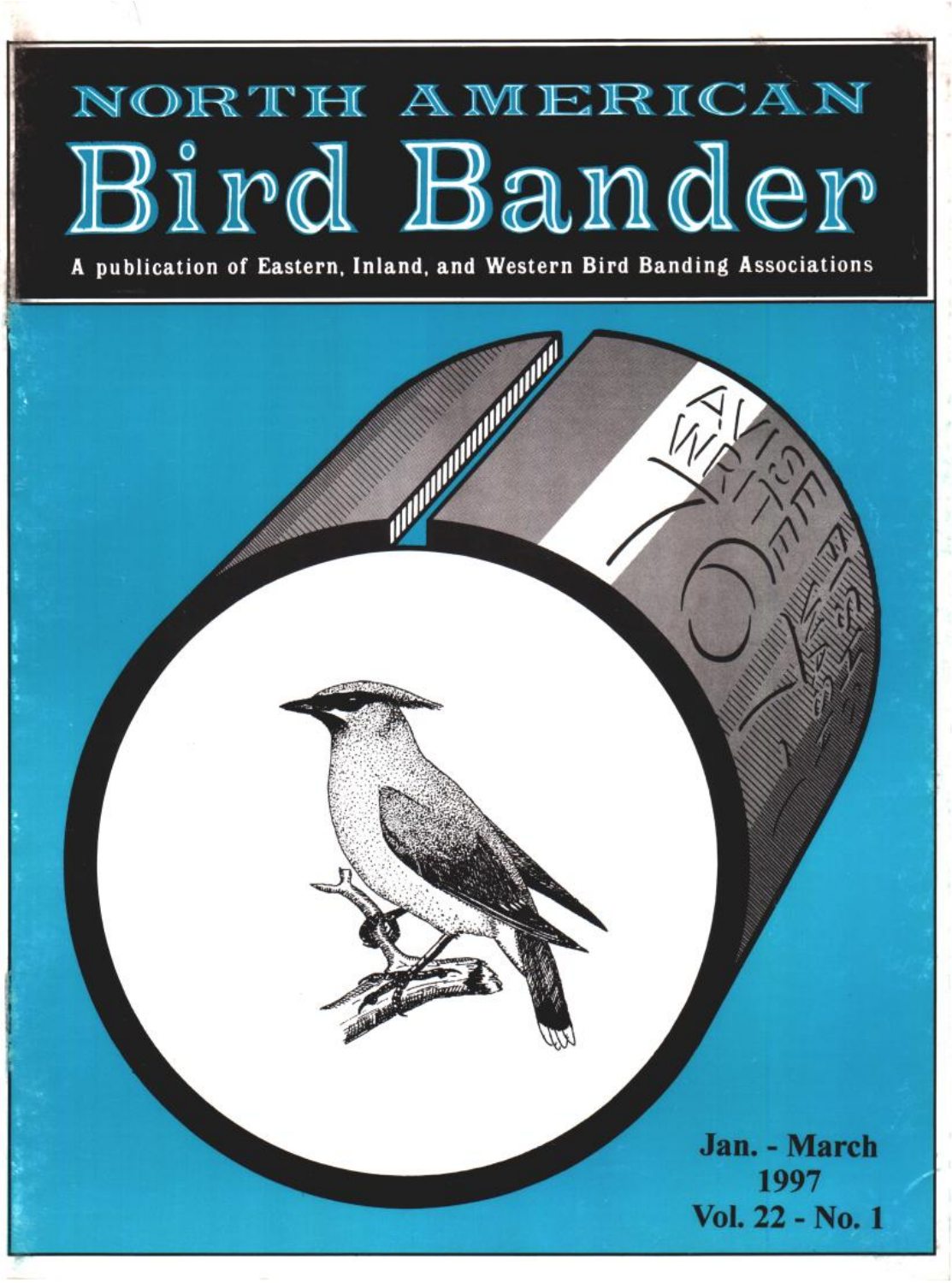# NORTH AMERICAN Bird Bander

**A publication of Eastern, Inland, and Western Bird Banding Associations**

**Jan. - March 1997**
**Vol. 22 - No. 1**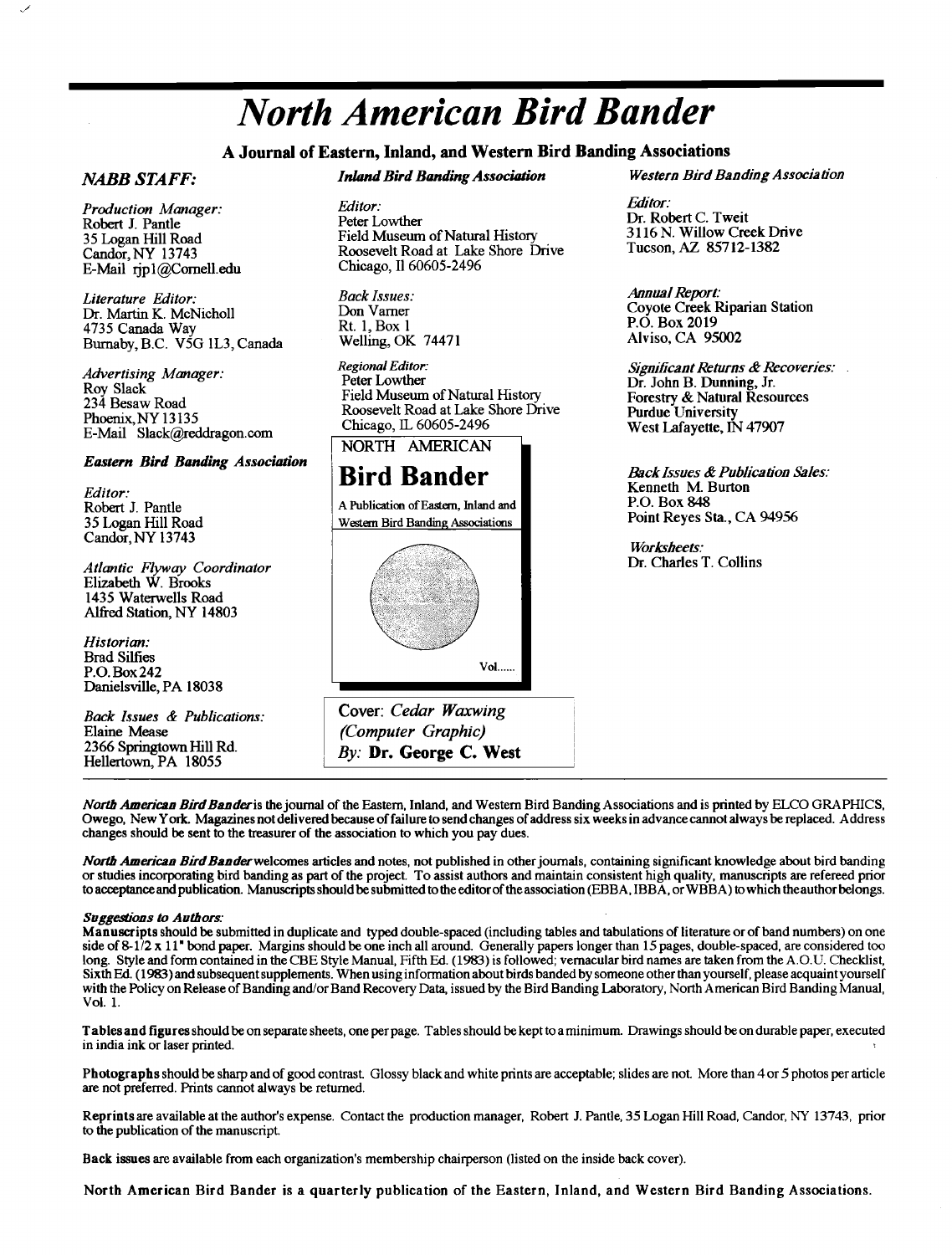# North American Bird Bander

**A Journal of Eastern, Inland, and Western Bird Banding Associations**

### *NABB STAFF:*

*Production Manager:*
Robert J. Pantle
35 Logan Hill Road
Candor, NY 13743
E-Mail rjp1@Cornell.edu

*Literature Editor:*
Dr. Martin K. McNicholl
4735 Canada Way
Burnaby, B.C. V5G 1L3, Canada

*Advertising Manager:*
Roy Slack
234 Besaw Road
Phoenix, NY 13135
E-Mail Slack@reddragon.com

### *Eastern Bird Banding Association*

*Editor:*
Robert J. Pantle
35 Logan Hill Road
Candor, NY 13743

*Atlantic Flyway Coordinator*
Elizabeth W. Brooks
1435 Waterwells Road
Alfred Station, NY 14803

*Historian:*
Brad Silfies
P.O. Box 242
Danielsville, PA 18038

*Back Issues & Publications:*
Elaine Mease
2366 Springtown Hill Rd.
Hellertown, PA 18055

### *Inland Bird Banding Association*

*Editor:*
Peter Lowther
Field Museum of Natural History
Roosevelt Road at Lake Shore Drive
Chicago, Il 60605-2496

*Back Issues:*
Don Varner
Rt. 1, Box 1
Welling, OK 74471

*Regional Editor:*
Peter Lowther
Field Museum of Natural History
Roosevelt Road at Lake Shore Drive
Chicago, IL 60605-2496

NORTH AMERICAN
**Bird Bander**
A Publication of Eastern, Inland and Western Bird Banding Associations
Vol......

Cover: *Cedar Waxwing (Computer Graphic)*
*By:* **Dr. George C. West**

### *Western Bird Banding Association*

*Editor:*
Dr. Robert C. Tweit
3116 N. Willow Creek Drive
Tucson, AZ 85712-1382

*Annual Report:*
Coyote Creek Riparian Station
P.O. Box 2019
Alviso, CA 95002

*Significant Returns & Recoveries:*
Dr. John B. Dunning, Jr.
Forestry & Natural Resources
Purdue University
West Lafayette, IN 47907

*Back Issues & Publication Sales:*
Kenneth M. Burton
P.O. Box 848
Point Reyes Sta., CA 94956

*Worksheets:*
Dr. Charles T. Collins

---

***North American Bird Bander*** is the journal of the Eastern, Inland, and Western Bird Banding Associations and is printed by ELCO GRAPHICS, Owego, New York. Magazines not delivered because of failure to send changes of address six weeks in advance cannot always be replaced. Address changes should be sent to the treasurer of the association to which you pay dues.

***North American Bird Bander*** welcomes articles and notes, not published in other journals, containing significant knowledge about bird banding or studies incorporating bird banding as part of the project. To assist authors and maintain consistent high quality, manuscripts are refereed prior to acceptance and publication. Manuscripts should be submitted to the editor of the association (EBBA, IBBA, or WBBA) to which the author belongs.

***Suggestions to Authors:***
**Manuscripts** should be submitted in duplicate and typed double-spaced (including tables and tabulations of literature or of band numbers) on one side of 8-1/2 x 11" bond paper. Margins should be one inch all around. Generally papers longer than 15 pages, double-spaced, are considered too long. Style and form contained in the CBE Style Manual, Fifth Ed. (1983) is followed; vernacular bird names are taken from the A.O.U. Checklist, Sixth Ed. (1983) and subsequent supplements. When using information about birds banded by someone other than yourself, please acquaint yourself with the Policy on Release of Banding and/or Band Recovery Data, issued by the Bird Banding Laboratory, North American Bird Banding Manual, Vol. 1.

**Tables and figures** should be on separate sheets, one per page. Tables should be kept to a minimum. Drawings should be on durable paper, executed in india ink or laser printed.

**Photographs** should be sharp and of good contrast. Glossy black and white prints are acceptable; slides are not. More than 4 or 5 photos per article are not preferred. Prints cannot always be returned.

**Reprints** are available at the author's expense. Contact the production manager, Robert J. Pantle, 35 Logan Hill Road, Candor, NY 13743, prior to the publication of the manuscript.

**Back issues** are available from each organization's membership chairperson (listed on the inside back cover).

**North American Bird Bander is a quarterly publication of the Eastern, Inland, and Western Bird Banding Associations.**